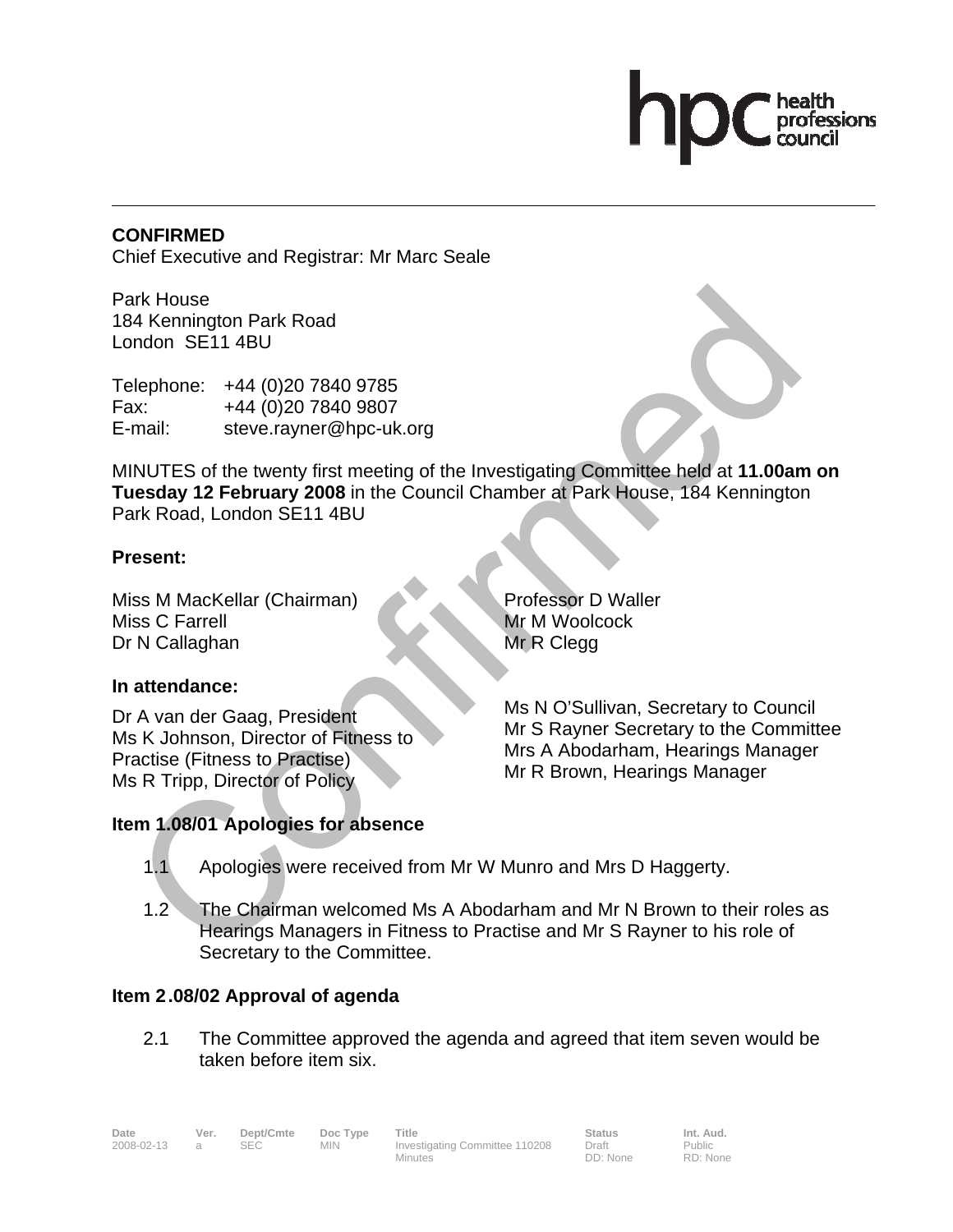**CONFIRMED**
Chief Executive and Registrar: Mr Marc Seale

Park House
184 Kennington Park Road
London SE11 4BU

Telephone: +44 (0)20 7840 9785
Fax: +44 (0)20 7840 9807
E-mail: steve.rayner@hpc-uk.org

MINUTES of the twenty first meeting of the Investigating Committee held at **11.00am on Tuesday 12 February 2008** in the Council Chamber at Park House, 184 Kennington Park Road, London SE11 4BU

**Present:**

Miss M MacKellar (Chairman)
Miss C Farrell
Dr N Callaghan
Professor D Waller
Mr M Woolcock
Mr R Clegg

**In attendance:**

Dr A van der Gaag, President
Ms K Johnson, Director of Fitness to Practise (Fitness to Practise)
Ms R Tripp, Director of Policy
Ms N O'Sullivan, Secretary to Council
Mr S Rayner Secretary to the Committee
Mrs A Abodarham, Hearings Manager
Mr R Brown, Hearings Manager

**Item 1.08/01 Apologies for absence**

1.1 Apologies were received from Mr W Munro and Mrs D Haggerty.

1.2 The Chairman welcomed Ms A Abodarham and Mr N Brown to their roles as Hearings Managers in Fitness to Practise and Mr S Rayner to his role of Secretary to the Committee.

**Item 2.08/02 Approval of agenda**

2.1 The Committee approved the agenda and agreed that item seven would be taken before item six.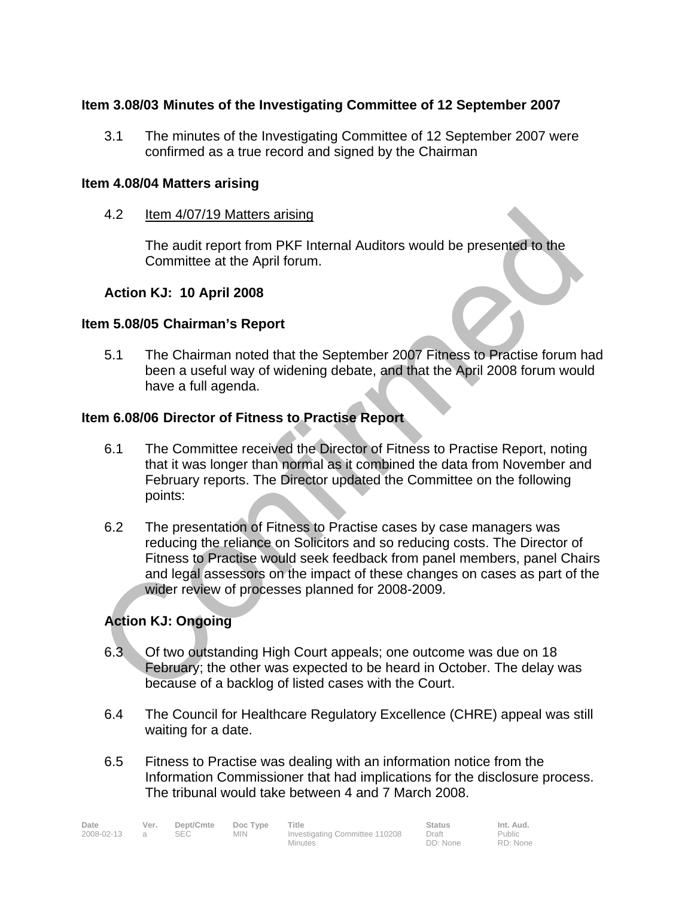**Item 3.08/03 Minutes of the Investigating Committee of 12 September 2007**

3.1 The minutes of the Investigating Committee of 12 September 2007 were confirmed as a true record and signed by the Chairman

**Item 4.08/04 Matters arising**

4.2 Item 4/07/19 Matters arising

The audit report from PKF Internal Auditors would be presented to the Committee at the April forum.

**Action KJ: 10 April 2008**

**Item 5.08/05 Chairman's Report**

5.1 The Chairman noted that the September 2007 Fitness to Practise forum had been a useful way of widening debate, and that the April 2008 forum would have a full agenda.

**Item 6.08/06 Director of Fitness to Practise Report**

6.1 The Committee received the Director of Fitness to Practise Report, noting that it was longer than normal as it combined the data from November and February reports. The Director updated the Committee on the following points:

6.2 The presentation of Fitness to Practise cases by case managers was reducing the reliance on Solicitors and so reducing costs. The Director of Fitness to Practise would seek feedback from panel members, panel Chairs and legal assessors on the impact of these changes on cases as part of the wider review of processes planned for 2008-2009.

**Action KJ: Ongoing**

6.3 Of two outstanding High Court appeals; one outcome was due on 18 February; the other was expected to be heard in October. The delay was because of a backlog of listed cases with the Court.

6.4 The Council for Healthcare Regulatory Excellence (CHRE) appeal was still waiting for a date.

6.5 Fitness to Practise was dealing with an information notice from the Information Commissioner that had implications for the disclosure process. The tribunal would take between 4 and 7 March 2008.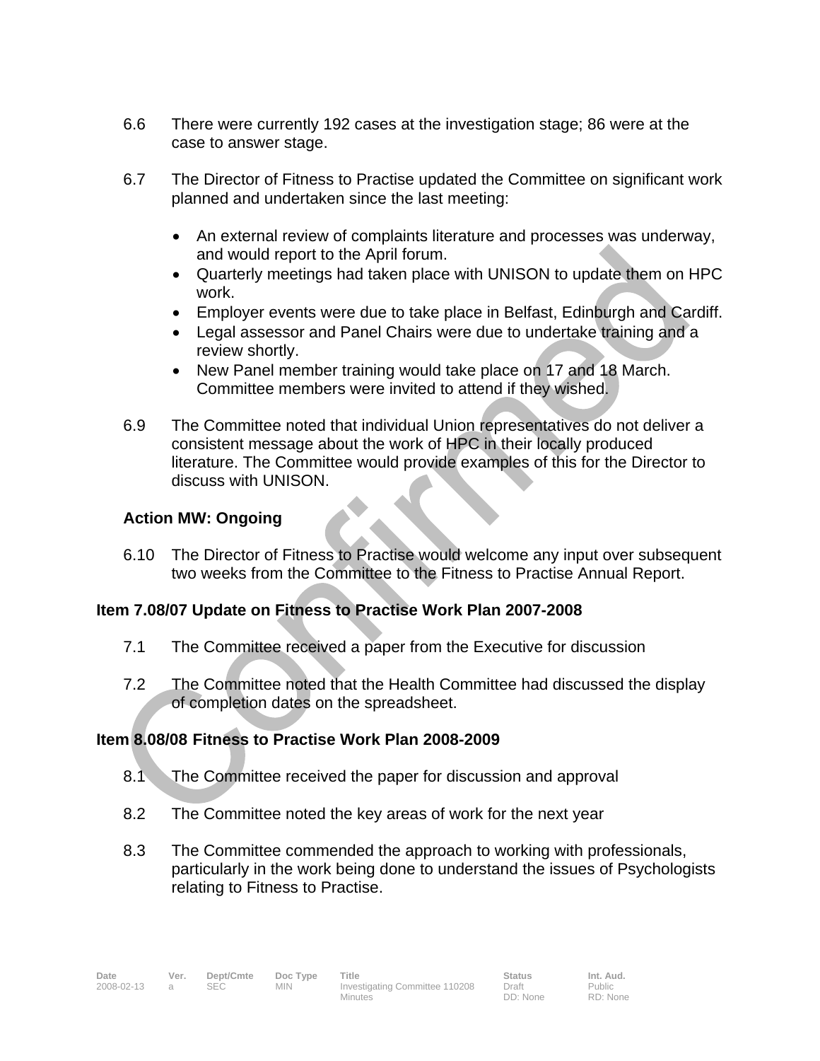6.6 There were currently 192 cases at the investigation stage; 86 were at the case to answer stage.

6.7 The Director of Fitness to Practise updated the Committee on significant work planned and undertaken since the last meeting:

- An external review of complaints literature and processes was underway, and would report to the April forum.
- Quarterly meetings had taken place with UNISON to update them on HPC work.
- Employer events were due to take place in Belfast, Edinburgh and Cardiff.
- Legal assessor and Panel Chairs were due to undertake training and a review shortly.
- New Panel member training would take place on 17 and 18 March. Committee members were invited to attend if they wished.

6.9 The Committee noted that individual Union representatives do not deliver a consistent message about the work of HPC in their locally produced literature. The Committee would provide examples of this for the Director to discuss with UNISON.

**Action MW: Ongoing**

6.10 The Director of Fitness to Practise would welcome any input over subsequent two weeks from the Committee to the Fitness to Practise Annual Report.

**Item 7.08/07 Update on Fitness to Practise Work Plan 2007-2008**

7.1 The Committee received a paper from the Executive for discussion

7.2 The Committee noted that the Health Committee had discussed the display of completion dates on the spreadsheet.

**Item 8.08/08 Fitness to Practise Work Plan 2008-2009**

8.1 The Committee received the paper for discussion and approval

8.2 The Committee noted the key areas of work for the next year

8.3 The Committee commended the approach to working with professionals, particularly in the work being done to understand the issues of Psychologists relating to Fitness to Practise.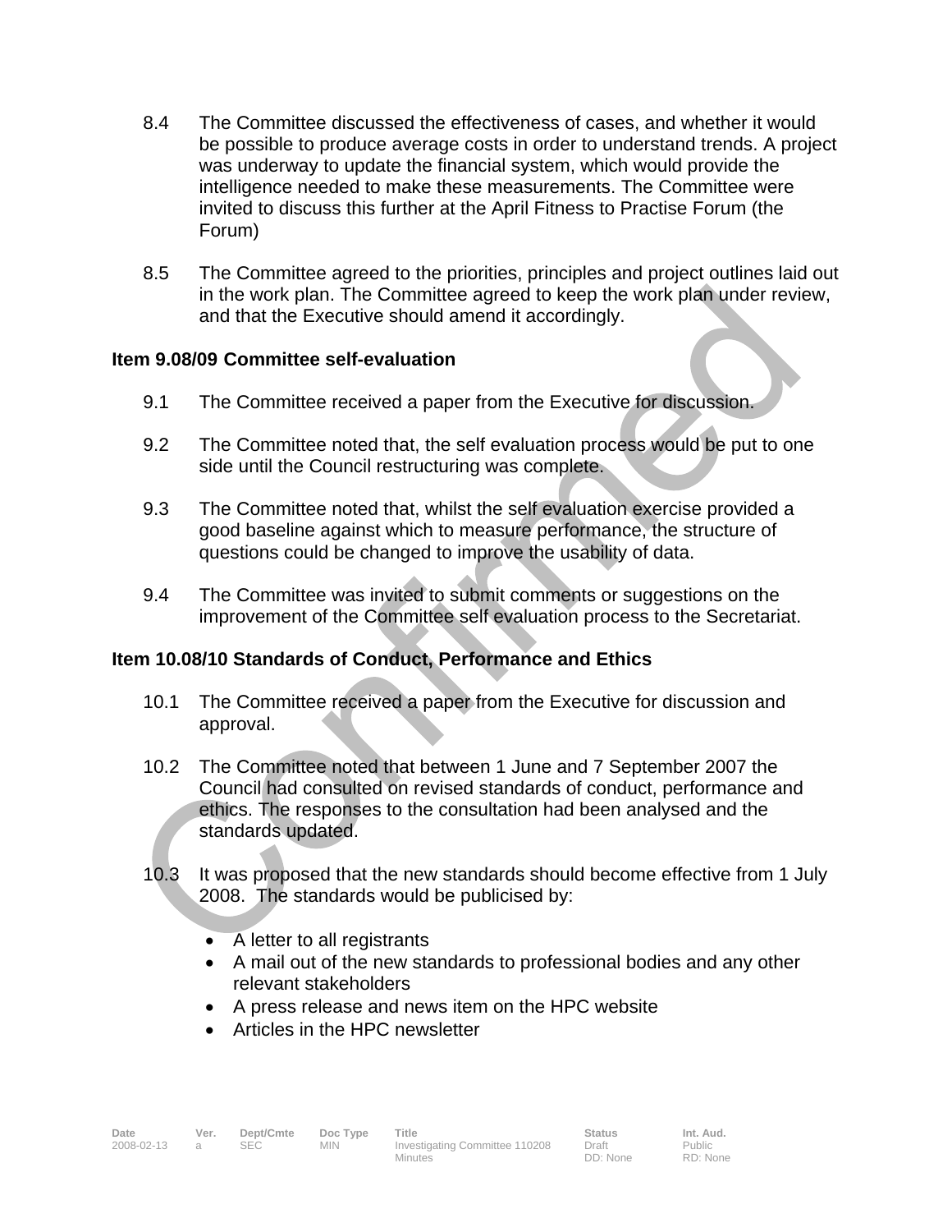8.4 The Committee discussed the effectiveness of cases, and whether it would be possible to produce average costs in order to understand trends. A project was underway to update the financial system, which would provide the intelligence needed to make these measurements. The Committee were invited to discuss this further at the April Fitness to Practise Forum (the Forum)

8.5 The Committee agreed to the priorities, principles and project outlines laid out in the work plan. The Committee agreed to keep the work plan under review, and that the Executive should amend it accordingly.

**Item 9.08/09 Committee self-evaluation**

9.1 The Committee received a paper from the Executive for discussion.

9.2 The Committee noted that, the self evaluation process would be put to one side until the Council restructuring was complete.

9.3 The Committee noted that, whilst the self evaluation exercise provided a good baseline against which to measure performance, the structure of questions could be changed to improve the usability of data.

9.4 The Committee was invited to submit comments or suggestions on the improvement of the Committee self evaluation process to the Secretariat.

**Item 10.08/10 Standards of Conduct, Performance and Ethics**

10.1 The Committee received a paper from the Executive for discussion and approval.

10.2 The Committee noted that between 1 June and 7 September 2007 the Council had consulted on revised standards of conduct, performance and ethics. The responses to the consultation had been analysed and the standards updated.

10.3 It was proposed that the new standards should become effective from 1 July 2008. The standards would be publicised by:

- A letter to all registrants
- A mail out of the new standards to professional bodies and any other relevant stakeholders
- A press release and news item on the HPC website
- Articles in the HPC newsletter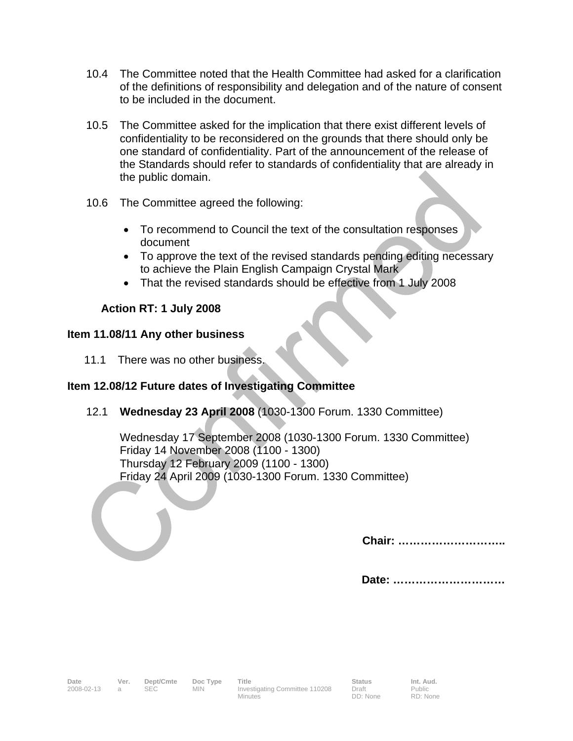10.4 The Committee noted that the Health Committee had asked for a clarification of the definitions of responsibility and delegation and of the nature of consent to be included in the document.

10.5 The Committee asked for the implication that there exist different levels of confidentiality to be reconsidered on the grounds that there should only be one standard of confidentiality. Part of the announcement of the release of the Standards should refer to standards of confidentiality that are already in the public domain.

10.6 The Committee agreed the following:

- To recommend to Council the text of the consultation responses document
- To approve the text of the revised standards pending editing necessary to achieve the Plain English Campaign Crystal Mark
- That the revised standards should be effective from 1 July 2008

**Action RT: 1 July 2008**

**Item 11.08/11 Any other business**

11.1 There was no other business.

**Item 12.08/12 Future dates of Investigating Committee**

12.1 **Wednesday 23 April 2008** (1030-1300 Forum. 1330 Committee)

Wednesday 17 September 2008 (1030-1300 Forum. 1330 Committee)
Friday 14 November 2008 (1100 - 1300)
Thursday 12 February 2009 (1100 - 1300)
Friday 24 April 2009 (1030-1300 Forum. 1330 Committee)

**Chair: ………………………..**

**Date: …………………………**

| Date | Ver. | Dept/Cmte | Doc Type | Title | Status | Int. Aud. |
|---|---|---|---|---|---|---|
| 2008-02-13 | a | SEC | MIN | Investigating Committee 110208 Minutes | Draft DD: None | Public RD: None |